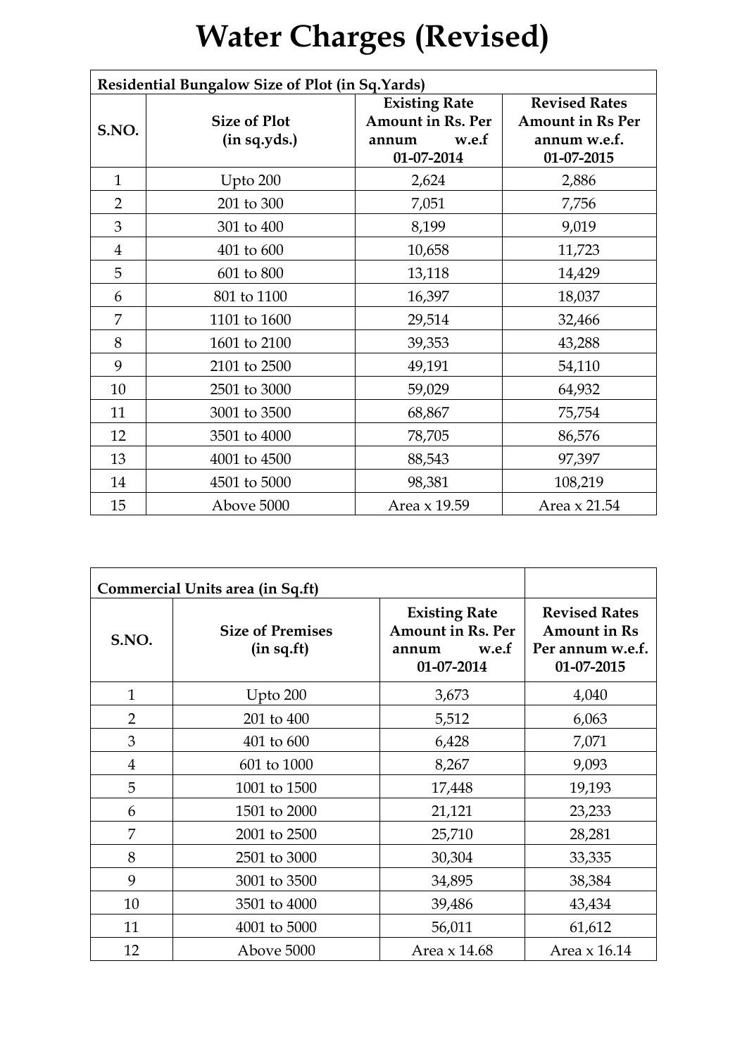# Water Charges (Revised)

| Residential Bungalow Size of Plot (in Sq.Yards) | | | |
|---|---|---|---|
| S.NO. | Size of Plot (in sq.yds.) | Existing Rate Amount in Rs. Per annum w.e.f 01-07-2014 | Revised Rates Amount in Rs Per annum w.e.f. 01-07-2015 |
| 1 | Upto 200 | 2,624 | 2,886 |
| 2 | 201 to 300 | 7,051 | 7,756 |
| 3 | 301 to 400 | 8,199 | 9,019 |
| 4 | 401 to 600 | 10,658 | 11,723 |
| 5 | 601 to 800 | 13,118 | 14,429 |
| 6 | 801 to 1100 | 16,397 | 18,037 |
| 7 | 1101 to 1600 | 29,514 | 32,466 |
| 8 | 1601 to 2100 | 39,353 | 43,288 |
| 9 | 2101 to 2500 | 49,191 | 54,110 |
| 10 | 2501 to 3000 | 59,029 | 64,932 |
| 11 | 3001 to 3500 | 68,867 | 75,754 |
| 12 | 3501 to 4000 | 78,705 | 86,576 |
| 13 | 4001 to 4500 | 88,543 | 97,397 |
| 14 | 4501 to 5000 | 98,381 | 108,219 |
| 15 | Above 5000 | Area x 19.59 | Area x 21.54 |

| Commercial Units area (in Sq.ft) | | | |
|---|---|---|---|
| S.NO. | Size of Premises (in sq.ft) | Existing Rate Amount in Rs. Per annum w.e.f 01-07-2014 | Revised Rates Amount in Rs Per annum w.e.f. 01-07-2015 |
| 1 | Upto 200 | 3,673 | 4,040 |
| 2 | 201 to 400 | 5,512 | 6,063 |
| 3 | 401 to 600 | 6,428 | 7,071 |
| 4 | 601 to 1000 | 8,267 | 9,093 |
| 5 | 1001 to 1500 | 17,448 | 19,193 |
| 6 | 1501 to 2000 | 21,121 | 23,233 |
| 7 | 2001 to 2500 | 25,710 | 28,281 |
| 8 | 2501 to 3000 | 30,304 | 33,335 |
| 9 | 3001 to 3500 | 34,895 | 38,384 |
| 10 | 3501 to 4000 | 39,486 | 43,434 |
| 11 | 4001 to 5000 | 56,011 | 61,612 |
| 12 | Above 5000 | Area x 14.68 | Area x 16.14 |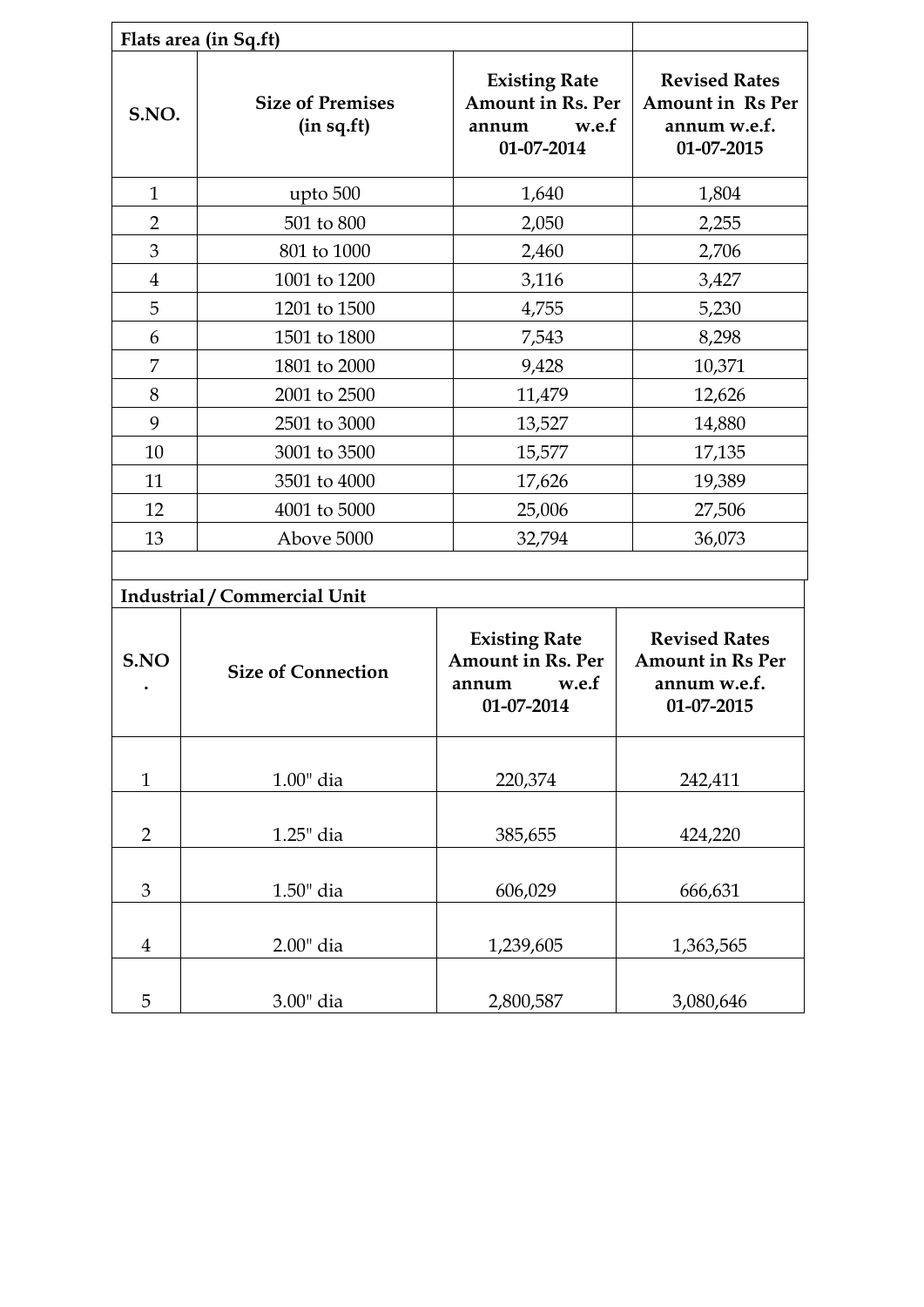| Flats area (in Sq.ft) | | | |
|---|---|---|---|
| **S.NO.** | **Size of Premises (in sq.ft)** | **Existing Rate Amount in Rs. Per annum w.e.f 01-07-2014** | **Revised Rates Amount in Rs Per annum w.e.f. 01-07-2015** |
| 1 | upto 500 | 1,640 | 1,804 |
| 2 | 501 to 800 | 2,050 | 2,255 |
| 3 | 801 to 1000 | 2,460 | 2,706 |
| 4 | 1001 to 1200 | 3,116 | 3,427 |
| 5 | 1201 to 1500 | 4,755 | 5,230 |
| 6 | 1501 to 1800 | 7,543 | 8,298 |
| 7 | 1801 to 2000 | 9,428 | 10,371 |
| 8 | 2001 to 2500 | 11,479 | 12,626 |
| 9 | 2501 to 3000 | 13,527 | 14,880 |
| 10 | 3001 to 3500 | 15,577 | 17,135 |
| 11 | 3501 to 4000 | 17,626 | 19,389 |
| 12 | 4001 to 5000 | 25,006 | 27,506 |
| 13 | Above 5000 | 32,794 | 36,073 |

| Industrial / Commercial Unit | | | |
|---|---|---|---|
| **S.NO.** | **Size of Connection** | **Existing Rate Amount in Rs. Per annum w.e.f 01-07-2014** | **Revised Rates Amount in Rs Per annum w.e.f. 01-07-2015** |
| 1 | 1.00" dia | 220,374 | 242,411 |
| 2 | 1.25" dia | 385,655 | 424,220 |
| 3 | 1.50" dia | 606,029 | 666,631 |
| 4 | 2.00" dia | 1,239,605 | 1,363,565 |
| 5 | 3.00" dia | 2,800,587 | 3,080,646 |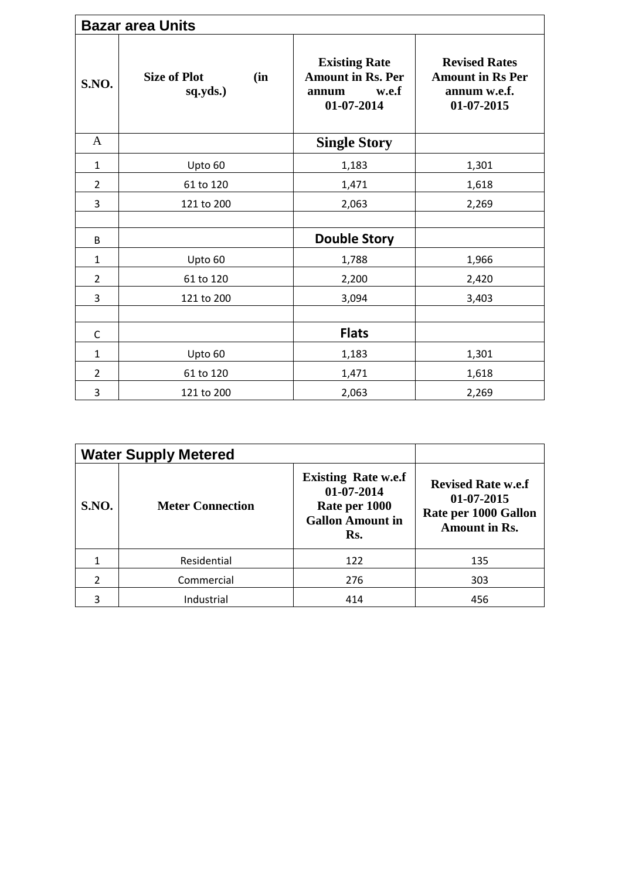| Bazar area Units | | | |
|---|---|---|---|
| S.NO. | Size of Plot (in sq.yds.) | Existing Rate Amount in Rs. Per annum w.e.f 01-07-2014 | Revised Rates Amount in Rs Per annum w.e.f. 01-07-2015 |
| A | | **Single Story** | |
| 1 | Upto 60 | 1,183 | 1,301 |
| 2 | 61 to 120 | 1,471 | 1,618 |
| 3 | 121 to 200 | 2,063 | 2,269 |
| | | | |
| B | | **Double Story** | |
| 1 | Upto 60 | 1,788 | 1,966 |
| 2 | 61 to 120 | 2,200 | 2,420 |
| 3 | 121 to 200 | 3,094 | 3,403 |
| | | | |
| C | | **Flats** | |
| 1 | Upto 60 | 1,183 | 1,301 |
| 2 | 61 to 120 | 1,471 | 1,618 |
| 3 | 121 to 200 | 2,063 | 2,269 |

| Water Supply Metered | | | |
|---|---|---|---|
| S.NO. | Meter Connection | Existing Rate w.e.f 01-07-2014 Rate per 1000 Gallon Amount in Rs. | Revised Rate w.e.f 01-07-2015 Rate per 1000 Gallon Amount in Rs. |
| 1 | Residential | 122 | 135 |
| 2 | Commercial | 276 | 303 |
| 3 | Industrial | 414 | 456 |